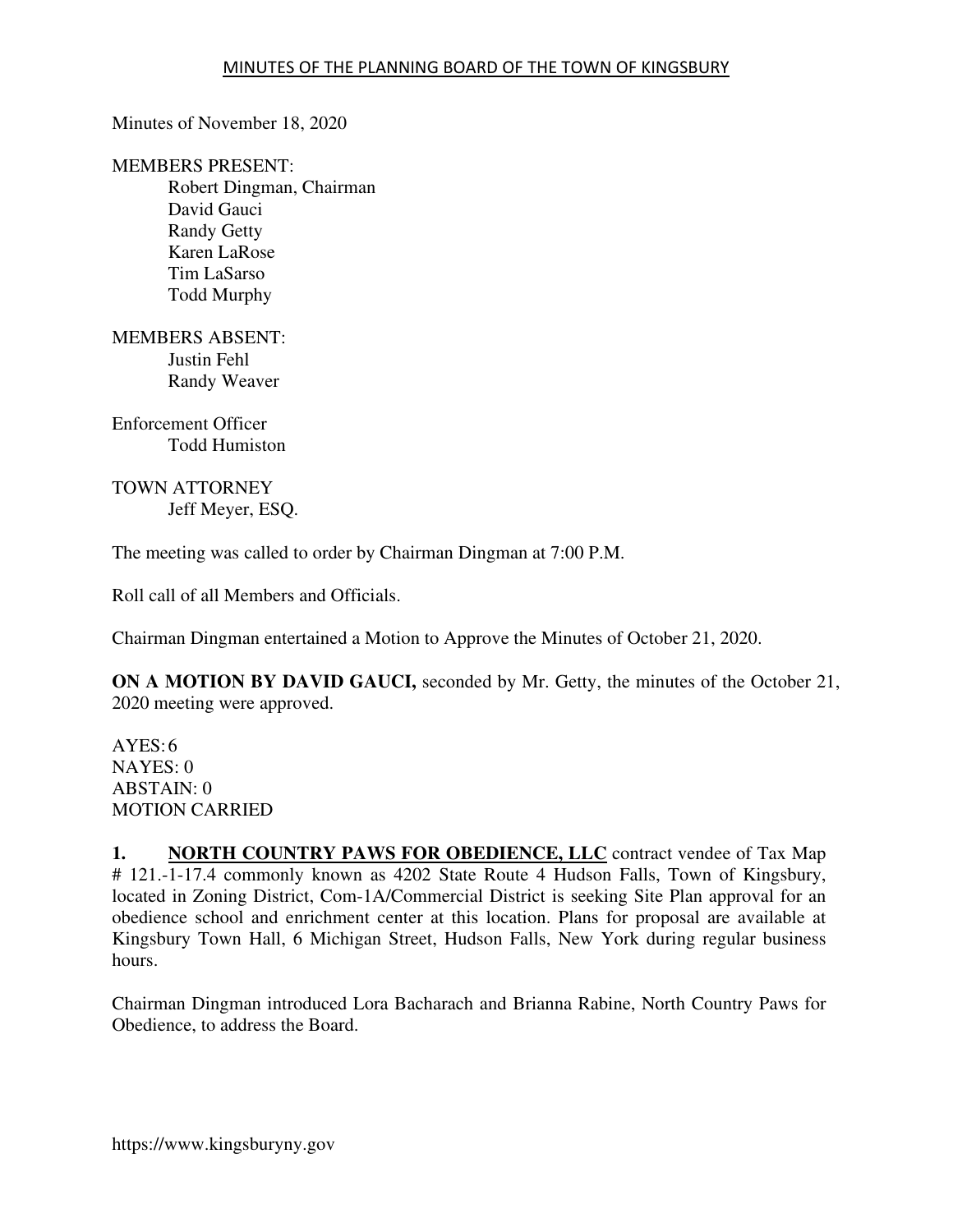# MINUTES OF THE PLANNING BOARD OF THE TOWN OF KINGSBURY

Minutes of November 18, 2020

MEMBERS PRESENT:
Robert Dingman, Chairman
David Gauci
Randy Getty
Karen LaRose
Tim LaSarso
Todd Murphy

MEMBERS ABSENT:
Justin Fehl
Randy Weaver

Enforcement Officer
Todd Humiston

TOWN ATTORNEY
Jeff Meyer, ESQ.

The meeting was called to order by Chairman Dingman at 7:00 P.M.

Roll call of all Members and Officials.

Chairman Dingman entertained a Motion to Approve the Minutes of October 21, 2020.

**ON A MOTION BY DAVID GAUCI,** seconded by Mr. Getty, the minutes of the October 21, 2020 meeting were approved.

AYES: 6
NAYES: 0
ABSTAIN: 0
MOTION CARRIED

**1. NORTH COUNTRY PAWS FOR OBEDIENCE, LLC** contract vendee of Tax Map # 121.-1-17.4 commonly known as 4202 State Route 4 Hudson Falls, Town of Kingsbury, located in Zoning District, Com-1A/Commercial District is seeking Site Plan approval for an obedience school and enrichment center at this location. Plans for proposal are available at Kingsbury Town Hall, 6 Michigan Street, Hudson Falls, New York during regular business hours.

Chairman Dingman introduced Lora Bacharach and Brianna Rabine, North Country Paws for Obedience, to address the Board.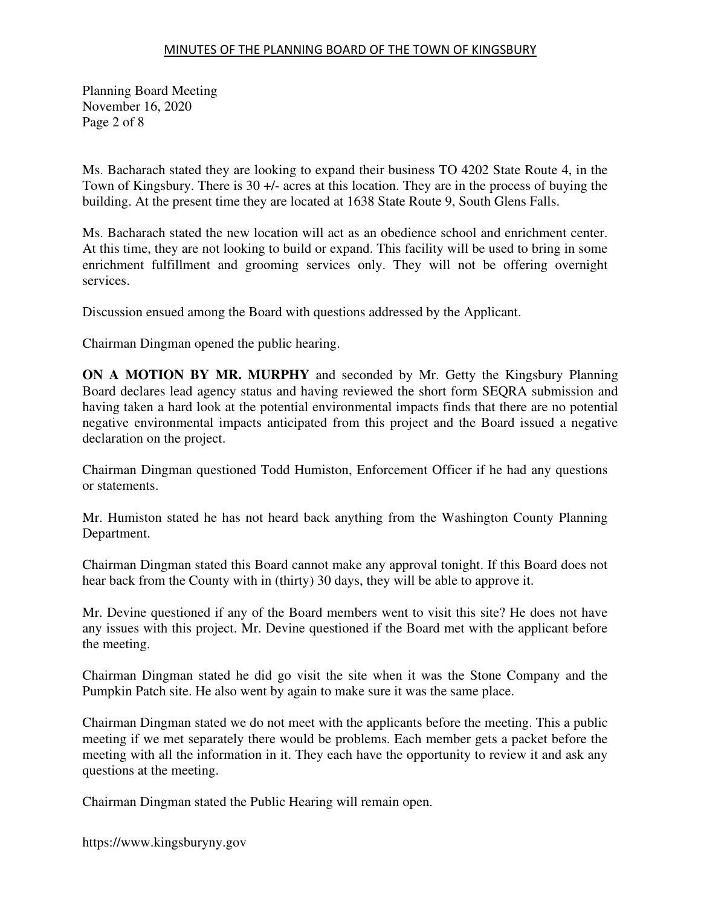Ms. Bacharach stated they are looking to expand their business TO 4202 State Route 4, in the Town of Kingsbury. There is 30 +/- acres at this location. They are in the process of buying the building. At the present time they are located at 1638 State Route 9, South Glens Falls.

Ms. Bacharach stated the new location will act as an obedience school and enrichment center. At this time, they are not looking to build or expand. This facility will be used to bring in some enrichment fulfillment and grooming services only. They will not be offering overnight services.

Discussion ensued among the Board with questions addressed by the Applicant.

Chairman Dingman opened the public hearing.

**ON A MOTION BY MR. MURPHY** and seconded by Mr. Getty the Kingsbury Planning Board declares lead agency status and having reviewed the short form SEQRA submission and having taken a hard look at the potential environmental impacts finds that there are no potential negative environmental impacts anticipated from this project and the Board issued a negative declaration on the project.

Chairman Dingman questioned Todd Humiston, Enforcement Officer if he had any questions or statements.

Mr. Humiston stated he has not heard back anything from the Washington County Planning Department.

Chairman Dingman stated this Board cannot make any approval tonight. If this Board does not hear back from the County with in (thirty) 30 days, they will be able to approve it.

Mr. Devine questioned if any of the Board members went to visit this site? He does not have any issues with this project. Mr. Devine questioned if the Board met with the applicant before the meeting.

Chairman Dingman stated he did go visit the site when it was the Stone Company and the Pumpkin Patch site. He also went by again to make sure it was the same place.

Chairman Dingman stated we do not meet with the applicants before the meeting. This a public meeting if we met separately there would be problems. Each member gets a packet before the meeting with all the information in it. They each have the opportunity to review it and ask any questions at the meeting.

Chairman Dingman stated the Public Hearing will remain open.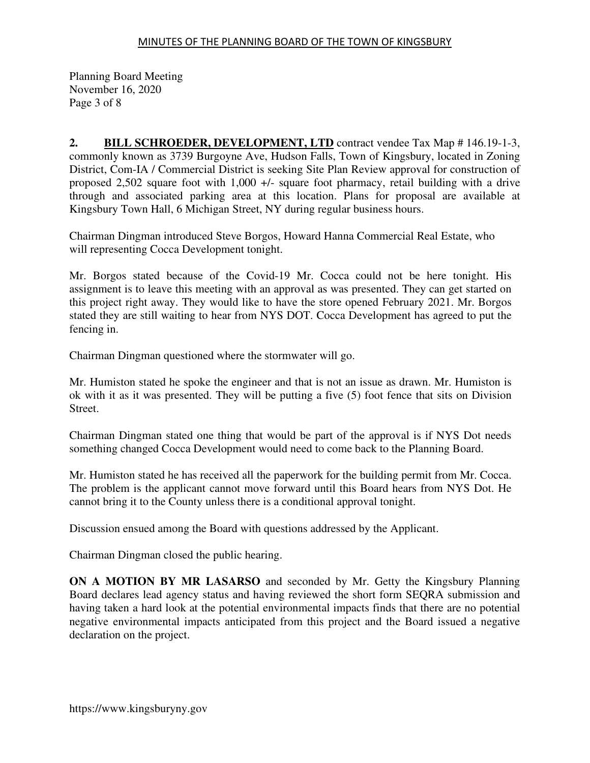**2. <u>BILL SCHROEDER, DEVELOPMENT, LTD</u>** contract vendee Tax Map # 146.19-1-3, commonly known as 3739 Burgoyne Ave, Hudson Falls, Town of Kingsbury, located in Zoning District, Com-IA / Commercial District is seeking Site Plan Review approval for construction of proposed 2,502 square foot with 1,000 +/- square foot pharmacy, retail building with a drive through and associated parking area at this location. Plans for proposal are available at Kingsbury Town Hall, 6 Michigan Street, NY during regular business hours.

Chairman Dingman introduced Steve Borgos, Howard Hanna Commercial Real Estate, who will representing Cocca Development tonight.

Mr. Borgos stated because of the Covid-19 Mr. Cocca could not be here tonight. His assignment is to leave this meeting with an approval as was presented. They can get started on this project right away. They would like to have the store opened February 2021. Mr. Borgos stated they are still waiting to hear from NYS DOT. Cocca Development has agreed to put the fencing in.

Chairman Dingman questioned where the stormwater will go.

Mr. Humiston stated he spoke the engineer and that is not an issue as drawn. Mr. Humiston is ok with it as it was presented. They will be putting a five (5) foot fence that sits on Division Street.

Chairman Dingman stated one thing that would be part of the approval is if NYS Dot needs something changed Cocca Development would need to come back to the Planning Board.

Mr. Humiston stated he has received all the paperwork for the building permit from Mr. Cocca. The problem is the applicant cannot move forward until this Board hears from NYS Dot. He cannot bring it to the County unless there is a conditional approval tonight.

Discussion ensued among the Board with questions addressed by the Applicant.

Chairman Dingman closed the public hearing.

**ON A MOTION BY MR LASARSO** and seconded by Mr. Getty the Kingsbury Planning Board declares lead agency status and having reviewed the short form SEQRA submission and having taken a hard look at the potential environmental impacts finds that there are no potential negative environmental impacts anticipated from this project and the Board issued a negative declaration on the project.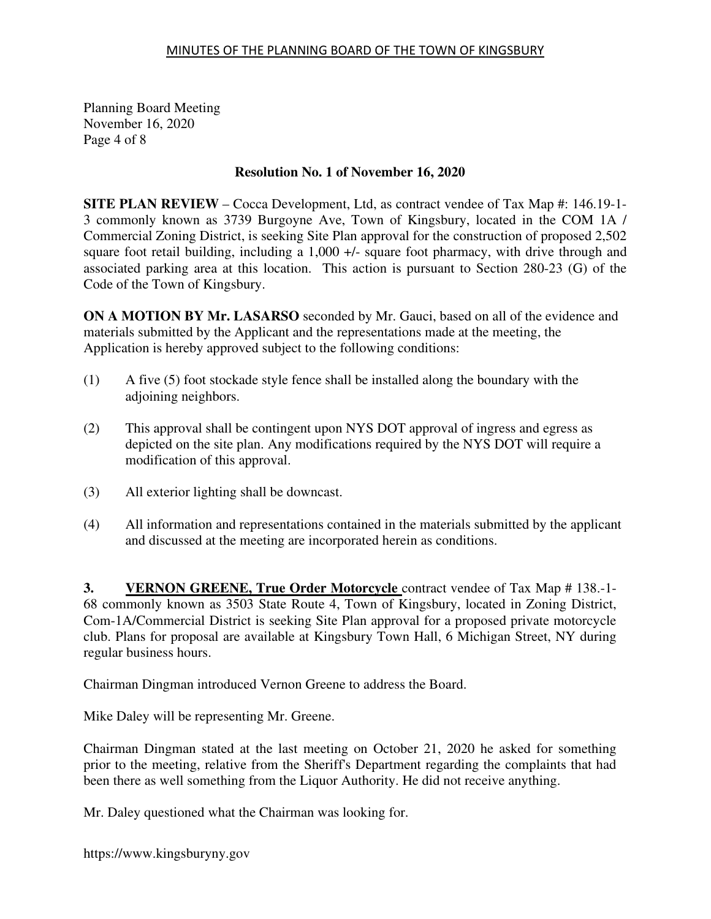Planning Board Meeting
November 16, 2020

### Resolution No. 1 of November 16, 2020

**SITE PLAN REVIEW** – Cocca Development, Ltd, as contract vendee of Tax Map #: 146.19-1-3 commonly known as 3739 Burgoyne Ave, Town of Kingsbury, located in the COM 1A / Commercial Zoning District, is seeking Site Plan approval for the construction of proposed 2,502 square foot retail building, including a 1,000 +/- square foot pharmacy, with drive through and associated parking area at this location. This action is pursuant to Section 280-23 (G) of the Code of the Town of Kingsbury.

**ON A MOTION BY Mr. LASARSO** seconded by Mr. Gauci, based on all of the evidence and materials submitted by the Applicant and the representations made at the meeting, the Application is hereby approved subject to the following conditions:

(1) A five (5) foot stockade style fence shall be installed along the boundary with the adjoining neighbors.

(2) This approval shall be contingent upon NYS DOT approval of ingress and egress as depicted on the site plan. Any modifications required by the NYS DOT will require a modification of this approval.

(3) All exterior lighting shall be downcast.

(4) All information and representations contained in the materials submitted by the applicant and discussed at the meeting are incorporated herein as conditions.

**3. VERNON GREENE, True Order Motorcycle** contract vendee of Tax Map # 138.-1-68 commonly known as 3503 State Route 4, Town of Kingsbury, located in Zoning District, Com-1A/Commercial District is seeking Site Plan approval for a proposed private motorcycle club. Plans for proposal are available at Kingsbury Town Hall, 6 Michigan Street, NY during regular business hours.

Chairman Dingman introduced Vernon Greene to address the Board.

Mike Daley will be representing Mr. Greene.

Chairman Dingman stated at the last meeting on October 21, 2020 he asked for something prior to the meeting, relative from the Sheriff's Department regarding the complaints that had been there as well something from the Liquor Authority. He did not receive anything.

Mr. Daley questioned what the Chairman was looking for.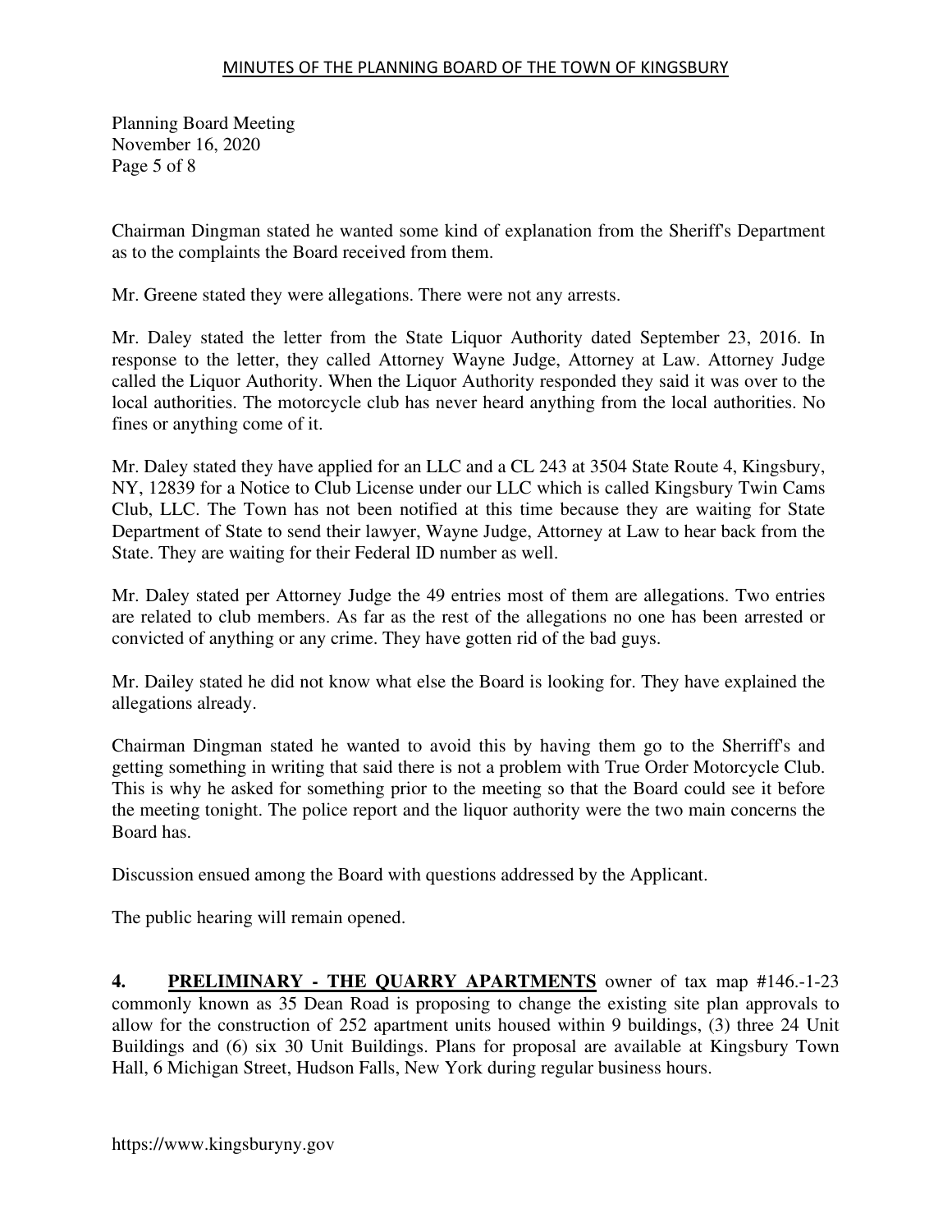Chairman Dingman stated he wanted some kind of explanation from the Sheriff's Department as to the complaints the Board received from them.

Mr. Greene stated they were allegations. There were not any arrests.

Mr. Daley stated the letter from the State Liquor Authority dated September 23, 2016. In response to the letter, they called Attorney Wayne Judge, Attorney at Law. Attorney Judge called the Liquor Authority. When the Liquor Authority responded they said it was over to the local authorities. The motorcycle club has never heard anything from the local authorities. No fines or anything come of it.

Mr. Daley stated they have applied for an LLC and a CL 243 at 3504 State Route 4, Kingsbury, NY, 12839 for a Notice to Club License under our LLC which is called Kingsbury Twin Cams Club, LLC. The Town has not been notified at this time because they are waiting for State Department of State to send their lawyer, Wayne Judge, Attorney at Law to hear back from the State. They are waiting for their Federal ID number as well.

Mr. Daley stated per Attorney Judge the 49 entries most of them are allegations. Two entries are related to club members. As far as the rest of the allegations no one has been arrested or convicted of anything or any crime. They have gotten rid of the bad guys.

Mr. Dailey stated he did not know what else the Board is looking for. They have explained the allegations already.

Chairman Dingman stated he wanted to avoid this by having them go to the Sherriff's and getting something in writing that said there is not a problem with True Order Motorcycle Club. This is why he asked for something prior to the meeting so that the Board could see it before the meeting tonight. The police report and the liquor authority were the two main concerns the Board has.

Discussion ensued among the Board with questions addressed by the Applicant.

The public hearing will remain opened.

**4. <u>PRELIMINARY - THE QUARRY APARTMENTS</u>** owner of tax map #146.-1-23 commonly known as 35 Dean Road is proposing to change the existing site plan approvals to allow for the construction of 252 apartment units housed within 9 buildings, (3) three 24 Unit Buildings and (6) six 30 Unit Buildings. Plans for proposal are available at Kingsbury Town Hall, 6 Michigan Street, Hudson Falls, New York during regular business hours.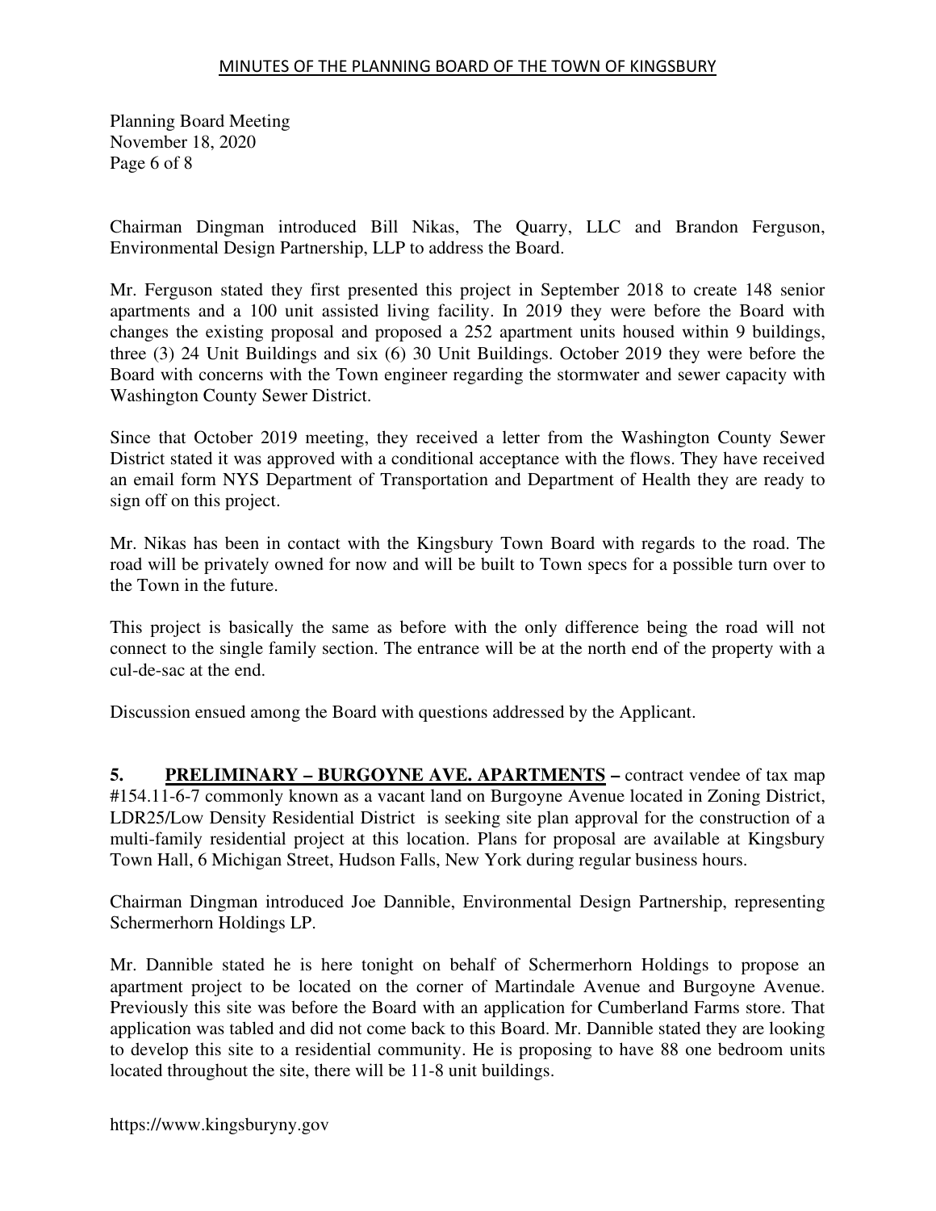Chairman Dingman introduced Bill Nikas, The Quarry, LLC and Brandon Ferguson, Environmental Design Partnership, LLP to address the Board.

Mr. Ferguson stated they first presented this project in September 2018 to create 148 senior apartments and a 100 unit assisted living facility. In 2019 they were before the Board with changes the existing proposal and proposed a 252 apartment units housed within 9 buildings, three (3) 24 Unit Buildings and six (6) 30 Unit Buildings. October 2019 they were before the Board with concerns with the Town engineer regarding the stormwater and sewer capacity with Washington County Sewer District.

Since that October 2019 meeting, they received a letter from the Washington County Sewer District stated it was approved with a conditional acceptance with the flows. They have received an email form NYS Department of Transportation and Department of Health they are ready to sign off on this project.

Mr. Nikas has been in contact with the Kingsbury Town Board with regards to the road. The road will be privately owned for now and will be built to Town specs for a possible turn over to the Town in the future.

This project is basically the same as before with the only difference being the road will not connect to the single family section. The entrance will be at the north end of the property with a cul-de-sac at the end.

Discussion ensued among the Board with questions addressed by the Applicant.

**5. PRELIMINARY – BURGOYNE AVE. APARTMENTS –** contract vendee of tax map #154.11-6-7 commonly known as a vacant land on Burgoyne Avenue located in Zoning District, LDR25/Low Density Residential District is seeking site plan approval for the construction of a multi-family residential project at this location. Plans for proposal are available at Kingsbury Town Hall, 6 Michigan Street, Hudson Falls, New York during regular business hours.

Chairman Dingman introduced Joe Dannible, Environmental Design Partnership, representing Schermerhorn Holdings LP.

Mr. Dannible stated he is here tonight on behalf of Schermerhorn Holdings to propose an apartment project to be located on the corner of Martindale Avenue and Burgoyne Avenue. Previously this site was before the Board with an application for Cumberland Farms store. That application was tabled and did not come back to this Board. Mr. Dannible stated they are looking to develop this site to a residential community. He is proposing to have 88 one bedroom units located throughout the site, there will be 11-8 unit buildings.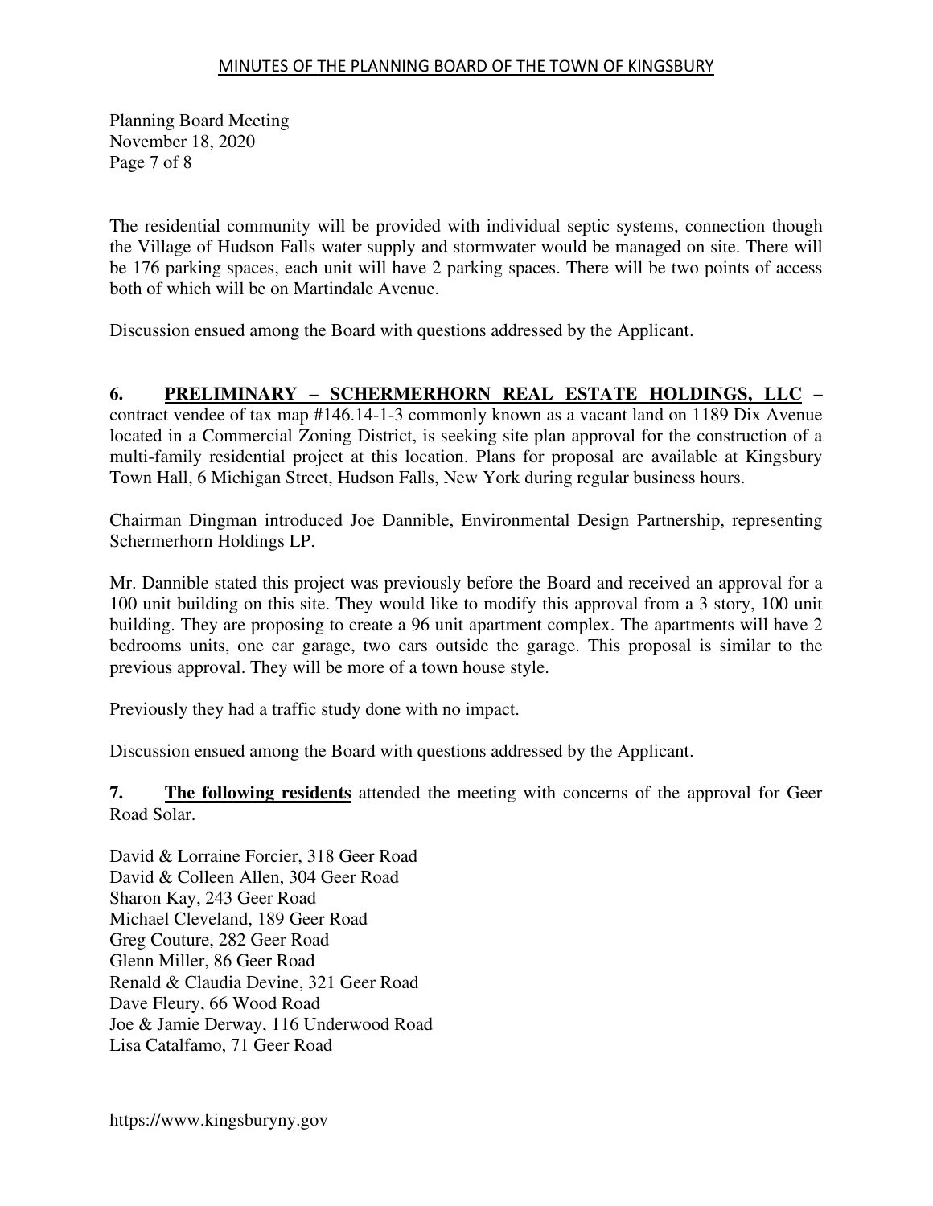The residential community will be provided with individual septic systems, connection though the Village of Hudson Falls water supply and stormwater would be managed on site. There will be 176 parking spaces, each unit will have 2 parking spaces. There will be two points of access both of which will be on Martindale Avenue.

Discussion ensued among the Board with questions addressed by the Applicant.

**6. PRELIMINARY – SCHERMERHORN REAL ESTATE HOLDINGS, LLC** – contract vendee of tax map #146.14-1-3 commonly known as a vacant land on 1189 Dix Avenue located in a Commercial Zoning District, is seeking site plan approval for the construction of a multi-family residential project at this location. Plans for proposal are available at Kingsbury Town Hall, 6 Michigan Street, Hudson Falls, New York during regular business hours.

Chairman Dingman introduced Joe Dannible, Environmental Design Partnership, representing Schermerhorn Holdings LP.

Mr. Dannible stated this project was previously before the Board and received an approval for a 100 unit building on this site. They would like to modify this approval from a 3 story, 100 unit building. They are proposing to create a 96 unit apartment complex. The apartments will have 2 bedrooms units, one car garage, two cars outside the garage. This proposal is similar to the previous approval. They will be more of a town house style.

Previously they had a traffic study done with no impact.

Discussion ensued among the Board with questions addressed by the Applicant.

**7. The following residents** attended the meeting with concerns of the approval for Geer Road Solar.

David & Lorraine Forcier, 318 Geer Road
David & Colleen Allen, 304 Geer Road
Sharon Kay, 243 Geer Road
Michael Cleveland, 189 Geer Road
Greg Couture, 282 Geer Road
Glenn Miller, 86 Geer Road
Renald & Claudia Devine, 321 Geer Road
Dave Fleury, 66 Wood Road
Joe & Jamie Derway, 116 Underwood Road
Lisa Catalfamo, 71 Geer Road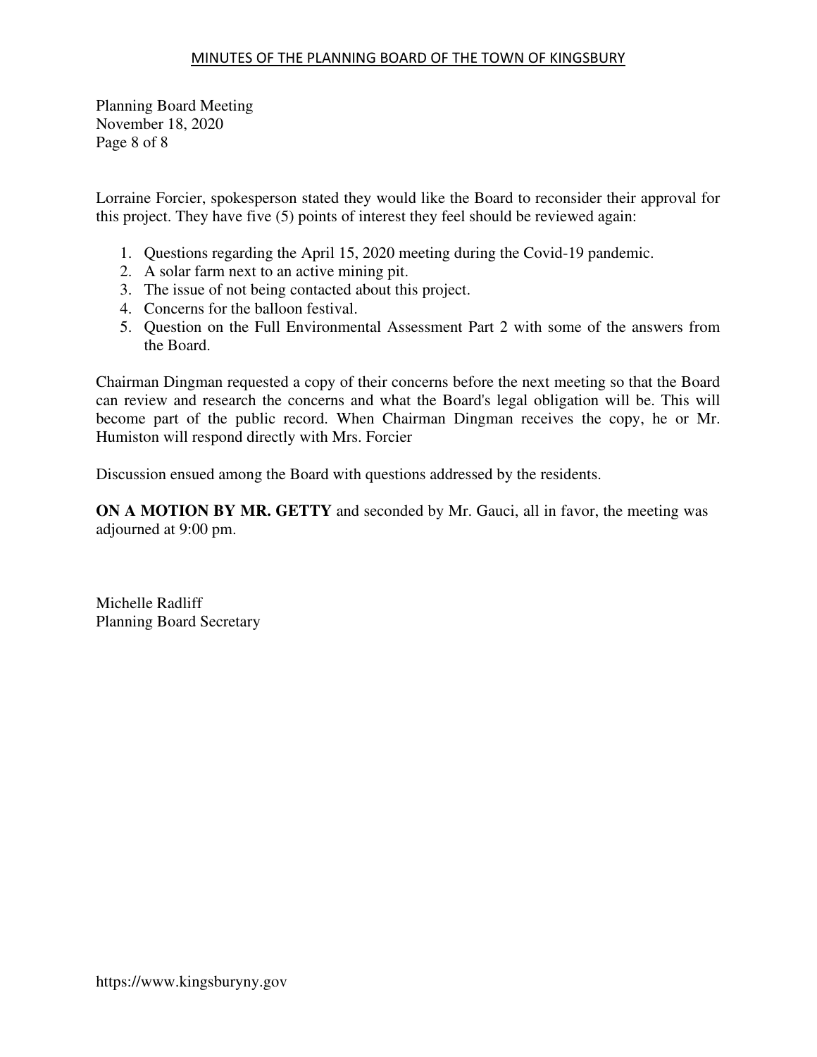Lorraine Forcier, spokesperson stated they would like the Board to reconsider their approval for this project. They have five (5) points of interest they feel should be reviewed again:

1. Questions regarding the April 15, 2020 meeting during the Covid-19 pandemic.
2. A solar farm next to an active mining pit.
3. The issue of not being contacted about this project.
4. Concerns for the balloon festival.
5. Question on the Full Environmental Assessment Part 2 with some of the answers from the Board.

Chairman Dingman requested a copy of their concerns before the next meeting so that the Board can review and research the concerns and what the Board's legal obligation will be. This will become part of the public record. When Chairman Dingman receives the copy, he or Mr. Humiston will respond directly with Mrs. Forcier

Discussion ensued among the Board with questions addressed by the residents.

**ON A MOTION BY MR. GETTY** and seconded by Mr. Gauci, all in favor, the meeting was adjourned at 9:00 pm.

Michelle Radliff
Planning Board Secretary

https://www.kingsburyny.gov